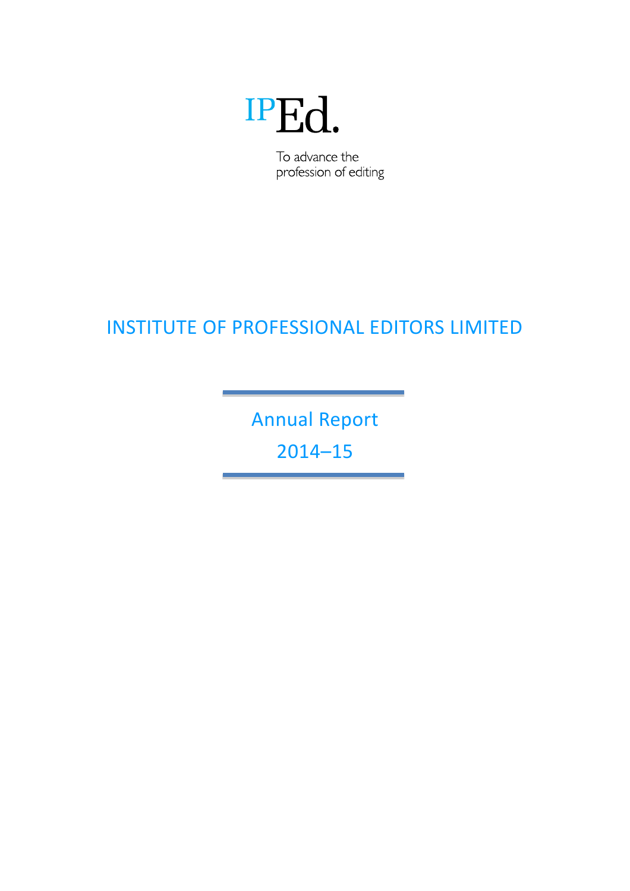IPEd.

To advance the profession of editing

# INSTITUTE OF PROFESSIONAL EDITORS LIMITED

## Annual Report 2014–15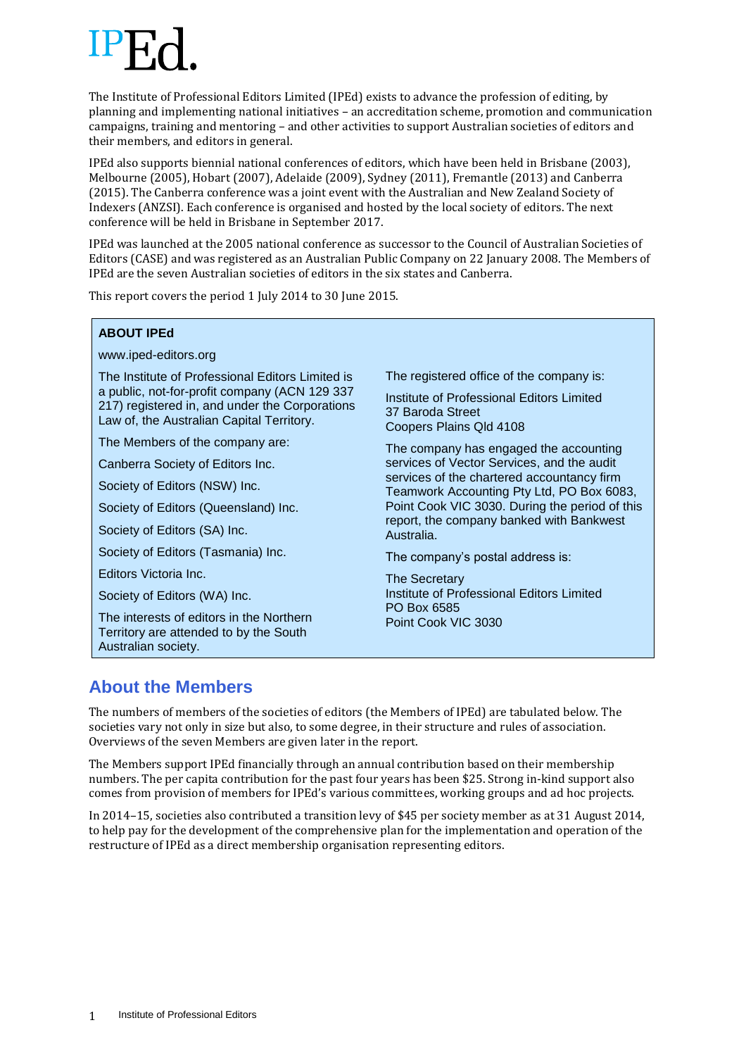# IPEd.

The Institute of Professional Editors Limited (IPEd) exists to advance the profession of editing, by planning and implementing national initiatives – an accreditation scheme, promotion and communication campaigns, training and mentoring – and other activities to support Australian societies of editors and their members, and editors in general.

IPEd also supports biennial national conferences of editors, which have been held in Brisbane (2003), Melbourne (2005), Hobart (2007), Adelaide (2009), Sydney (2011), Fremantle (2013) and Canberra (2015). The Canberra conference was a joint event with the Australian and New Zealand Society of Indexers (ANZSI). Each conference is organised and hosted by the local society of editors. The next conference will be held in Brisbane in September 2017.

IPEd was launched at the 2005 national conference as successor to the Council of Australian Societies of Editors (CASE) and was registered as an Australian Public Company on 22 January 2008. The Members of IPEd are the seven Australian societies of editors in the six states and Canberra.

This report covers the period 1 July 2014 to 30 June 2015.

**ABOUT IPEd**

www.iped-editors.org

The Institute of Professional Editors Limited is a public, not-for-profit company (ACN 129 337 217) registered in, and under the Corporations Law of, the Australian Capital Territory.

The Members of the company are:

Canberra Society of Editors Inc.

Society of Editors (NSW) Inc.

Society of Editors (Queensland) Inc.

Society of Editors (SA) Inc.

Society of Editors (Tasmania) Inc.

Editors Victoria Inc.

Society of Editors (WA) Inc.

The interests of editors in the Northern Territory are attended to by the South Australian society.

The registered office of the company is:

Institute of Professional Editors Limited  
37 Baroda Street  
Coopers Plains Qld 4108

The company has engaged the accounting services of Vector Services, and the audit services of the chartered accountancy firm Teamwork Accounting Pty Ltd, PO Box 6083, Point Cook VIC 3030. During the period of this report, the company banked with Bankwest Australia.

The company's postal address is:

The Secretary  
Institute of Professional Editors Limited  
PO Box 6585  
Point Cook VIC 3030

## About the Members

The numbers of members of the societies of editors (the Members of IPEd) are tabulated below. The societies vary not only in size but also, to some degree, in their structure and rules of association. Overviews of the seven Members are given later in the report.

The Members support IPEd financially through an annual contribution based on their membership numbers. The per capita contribution for the past four years has been $25. Strong in-kind support also comes from provision of members for IPEd's various committees, working groups and ad hoc projects.

In 2014–15, societies also contributed a transition levy of $45 per society member as at 31 August 2014, to help pay for the development of the comprehensive plan for the implementation and operation of the restructure of IPEd as a direct membership organisation representing editors.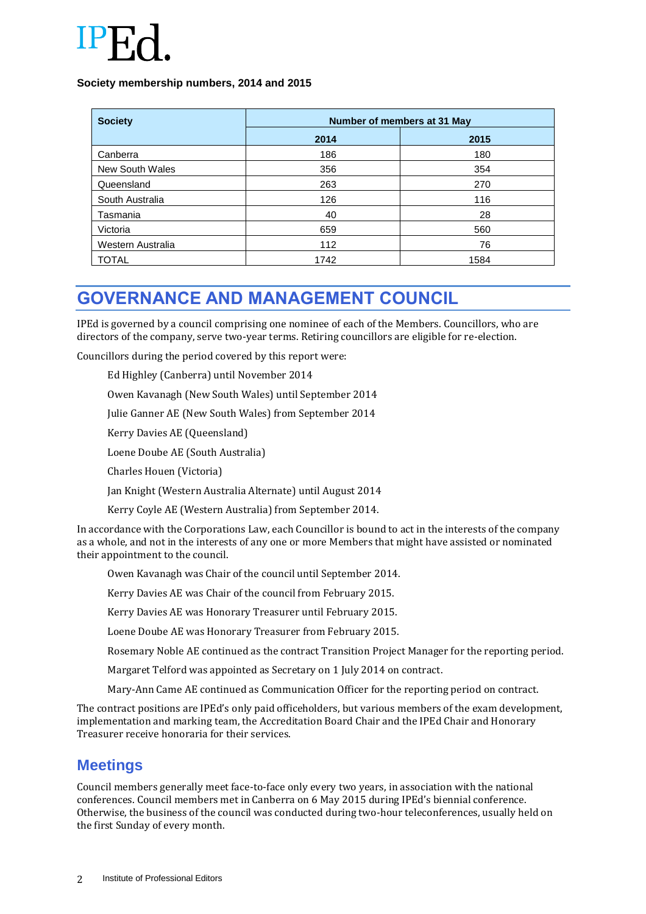**Society membership numbers, 2014 and 2015**

| Society | Number of members at 31 May | |
|---|---|---|
| | 2014 | 2015 |
| Canberra | 186 | 180 |
| New South Wales | 356 | 354 |
| Queensland | 263 | 270 |
| South Australia | 126 | 116 |
| Tasmania | 40 | 28 |
| Victoria | 659 | 560 |
| Western Australia | 112 | 76 |
| TOTAL | 1742 | 1584 |

# GOVERNANCE AND MANAGEMENT COUNCIL

IPEd is governed by a council comprising one nominee of each of the Members. Councillors, who are directors of the company, serve two-year terms. Retiring councillors are eligible for re-election.

Councillors during the period covered by this report were:

Ed Highley (Canberra) until November 2014

Owen Kavanagh (New South Wales) until September 2014

Julie Ganner AE (New South Wales) from September 2014

Kerry Davies AE (Queensland)

Loene Doube AE (South Australia)

Charles Houen (Victoria)

Jan Knight (Western Australia Alternate) until August 2014

Kerry Coyle AE (Western Australia) from September 2014.

In accordance with the Corporations Law, each Councillor is bound to act in the interests of the company as a whole, and not in the interests of any one or more Members that might have assisted or nominated their appointment to the council.

Owen Kavanagh was Chair of the council until September 2014.

Kerry Davies AE was Chair of the council from February 2015.

Kerry Davies AE was Honorary Treasurer until February 2015.

Loene Doube AE was Honorary Treasurer from February 2015.

Rosemary Noble AE continued as the contract Transition Project Manager for the reporting period.

Margaret Telford was appointed as Secretary on 1 July 2014 on contract.

Mary-Ann Came AE continued as Communication Officer for the reporting period on contract.

The contract positions are IPEd's only paid officeholders, but various members of the exam development, implementation and marking team, the Accreditation Board Chair and the IPEd Chair and Honorary Treasurer receive honoraria for their services.

## Meetings

Council members generally meet face-to-face only every two years, in association with the national conferences. Council members met in Canberra on 6 May 2015 during IPEd's biennial conference. Otherwise, the business of the council was conducted during two-hour teleconferences, usually held on the first Sunday of every month.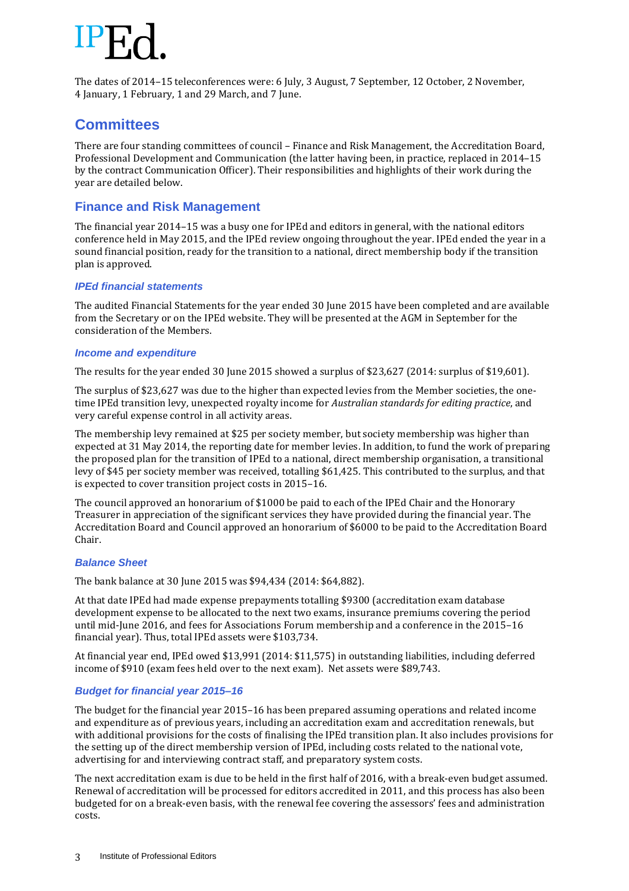The dates of 2014–15 teleconferences were: 6 July, 3 August, 7 September, 12 October, 2 November, 4 January, 1 February, 1 and 29 March, and 7 June.

## Committees

There are four standing committees of council – Finance and Risk Management, the Accreditation Board, Professional Development and Communication (the latter having been, in practice, replaced in 2014–15 by the contract Communication Officer). Their responsibilities and highlights of their work during the year are detailed below.

### Finance and Risk Management

The financial year 2014–15 was a busy one for IPEd and editors in general, with the national editors conference held in May 2015, and the IPEd review ongoing throughout the year. IPEd ended the year in a sound financial position, ready for the transition to a national, direct membership body if the transition plan is approved.

#### *IPEd financial statements*

The audited Financial Statements for the year ended 30 June 2015 have been completed and are available from the Secretary or on the IPEd website. They will be presented at the AGM in September for the consideration of the Members.

#### *Income and expenditure*

The results for the year ended 30 June 2015 showed a surplus of $23,627 (2014: surplus of $19,601).

The surplus of $23,627 was due to the higher than expected levies from the Member societies, the one-time IPEd transition levy, unexpected royalty income for *Australian standards for editing practice*, and very careful expense control in all activity areas.

The membership levy remained at $25 per society member, but society membership was higher than expected at 31 May 2014, the reporting date for member levies. In addition, to fund the work of preparing the proposed plan for the transition of IPEd to a national, direct membership organisation, a transitional levy of $45 per society member was received, totalling $61,425. This contributed to the surplus, and that is expected to cover transition project costs in 2015–16.

The council approved an honorarium of $1000 be paid to each of the IPEd Chair and the Honorary Treasurer in appreciation of the significant services they have provided during the financial year. The Accreditation Board and Council approved an honorarium of $6000 to be paid to the Accreditation Board Chair.

#### *Balance Sheet*

The bank balance at 30 June 2015 was $94,434 (2014: $64,882).

At that date IPEd had made expense prepayments totalling $9300 (accreditation exam database development expense to be allocated to the next two exams, insurance premiums covering the period until mid-June 2016, and fees for Associations Forum membership and a conference in the 2015–16 financial year). Thus, total IPEd assets were $103,734.

At financial year end, IPEd owed $13,991 (2014: $11,575) in outstanding liabilities, including deferred income of $910 (exam fees held over to the next exam). Net assets were $89,743.

#### *Budget for financial year 2015–16*

The budget for the financial year 2015–16 has been prepared assuming operations and related income and expenditure as of previous years, including an accreditation exam and accreditation renewals, but with additional provisions for the costs of finalising the IPEd transition plan. It also includes provisions for the setting up of the direct membership version of IPEd, including costs related to the national vote, advertising for and interviewing contract staff, and preparatory system costs.

The next accreditation exam is due to be held in the first half of 2016, with a break-even budget assumed. Renewal of accreditation will be processed for editors accredited in 2011, and this process has also been budgeted for on a break-even basis, with the renewal fee covering the assessors' fees and administration costs.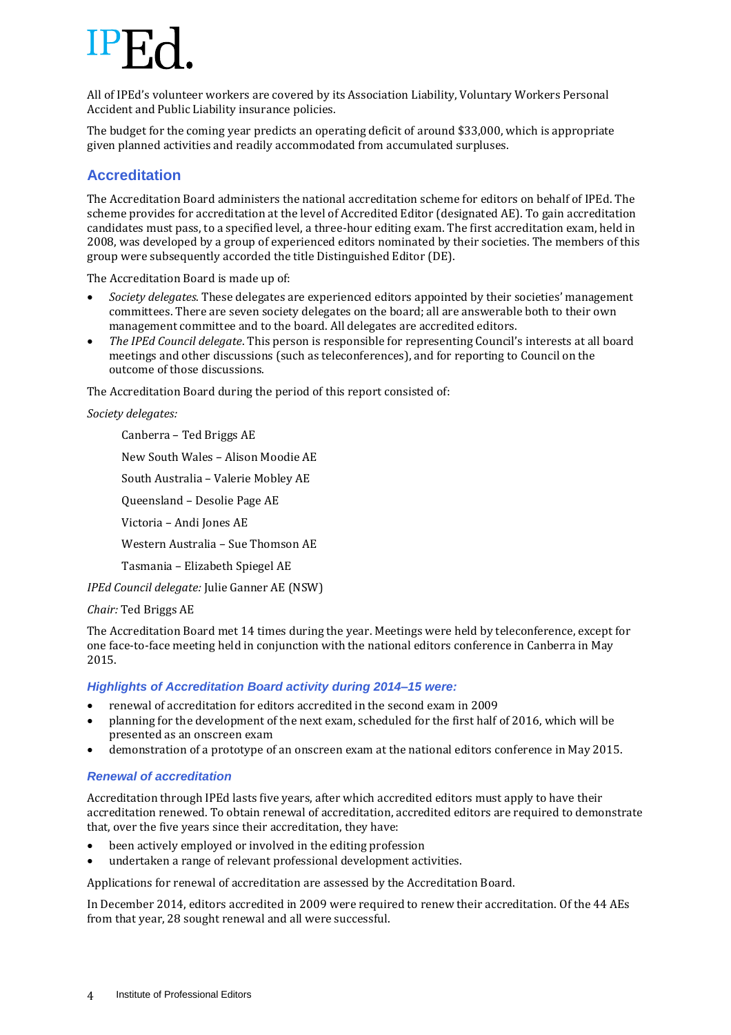All of IPEd's volunteer workers are covered by its Association Liability, Voluntary Workers Personal Accident and Public Liability insurance policies.

The budget for the coming year predicts an operating deficit of around $33,000, which is appropriate given planned activities and readily accommodated from accumulated surpluses.

## Accreditation

The Accreditation Board administers the national accreditation scheme for editors on behalf of IPEd. The scheme provides for accreditation at the level of Accredited Editor (designated AE). To gain accreditation candidates must pass, to a specified level, a three-hour editing exam. The first accreditation exam, held in 2008, was developed by a group of experienced editors nominated by their societies. The members of this group were subsequently accorded the title Distinguished Editor (DE).

The Accreditation Board is made up of:

- *Society delegates*. These delegates are experienced editors appointed by their societies' management committees. There are seven society delegates on the board; all are answerable both to their own management committee and to the board. All delegates are accredited editors.
- *The IPEd Council delegate*. This person is responsible for representing Council's interests at all board meetings and other discussions (such as teleconferences), and for reporting to Council on the outcome of those discussions.

The Accreditation Board during the period of this report consisted of:

*Society delegates:*

Canberra – Ted Briggs AE

New South Wales – Alison Moodie AE

South Australia – Valerie Mobley AE

Queensland – Desolie Page AE

Victoria – Andi Jones AE

Western Australia – Sue Thomson AE

Tasmania – Elizabeth Spiegel AE

*IPEd Council delegate:* Julie Ganner AE (NSW)

*Chair:* Ted Briggs AE

The Accreditation Board met 14 times during the year. Meetings were held by teleconference, except for one face-to-face meeting held in conjunction with the national editors conference in Canberra in May 2015.

### *Highlights of Accreditation Board activity during 2014–15 were:*

- renewal of accreditation for editors accredited in the second exam in 2009
- planning for the development of the next exam, scheduled for the first half of 2016, which will be presented as an onscreen exam
- demonstration of a prototype of an onscreen exam at the national editors conference in May 2015.

### *Renewal of accreditation*

Accreditation through IPEd lasts five years, after which accredited editors must apply to have their accreditation renewed. To obtain renewal of accreditation, accredited editors are required to demonstrate that, over the five years since their accreditation, they have:

- been actively employed or involved in the editing profession
- undertaken a range of relevant professional development activities.

Applications for renewal of accreditation are assessed by the Accreditation Board.

In December 2014, editors accredited in 2009 were required to renew their accreditation. Of the 44 AEs from that year, 28 sought renewal and all were successful.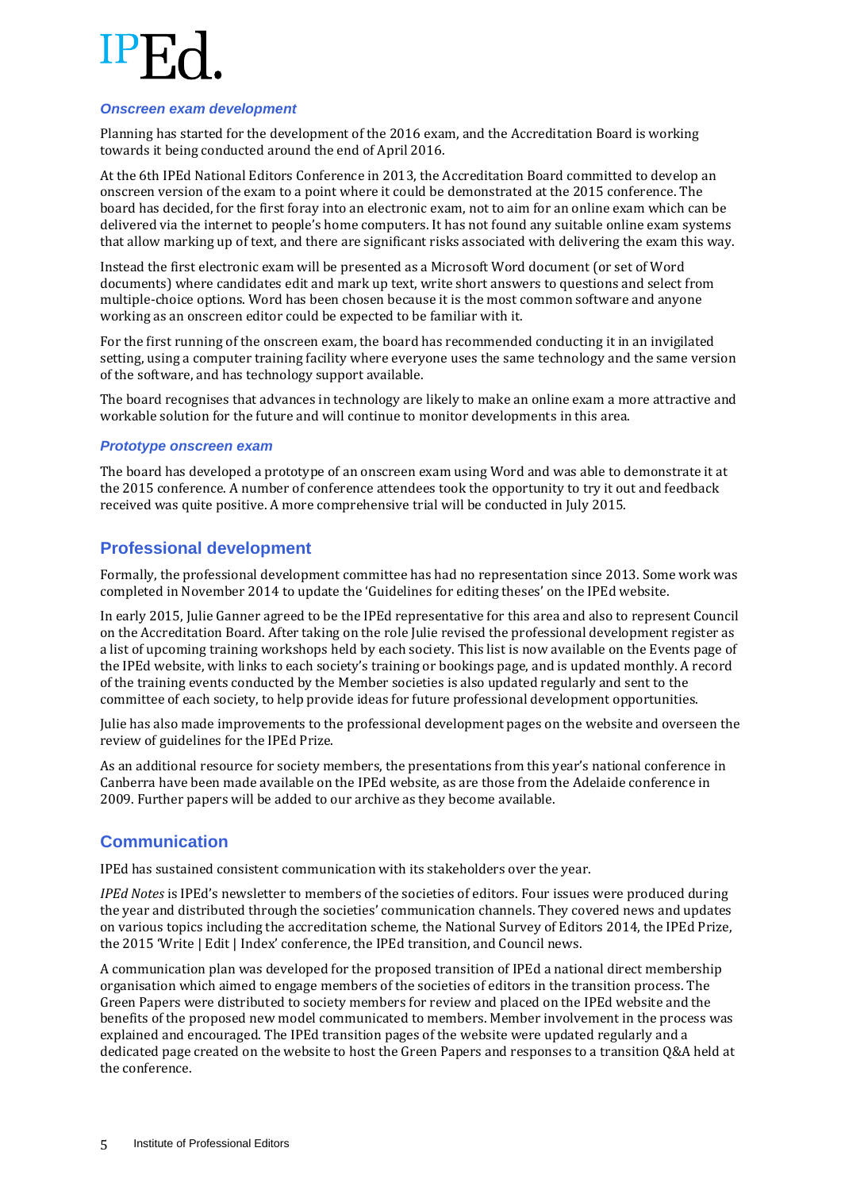### *Onscreen exam development*

Planning has started for the development of the 2016 exam, and the Accreditation Board is working towards it being conducted around the end of April 2016.

At the 6th IPEd National Editors Conference in 2013, the Accreditation Board committed to develop an onscreen version of the exam to a point where it could be demonstrated at the 2015 conference. The board has decided, for the first foray into an electronic exam, not to aim for an online exam which can be delivered via the internet to people's home computers. It has not found any suitable online exam systems that allow marking up of text, and there are significant risks associated with delivering the exam this way.

Instead the first electronic exam will be presented as a Microsoft Word document (or set of Word documents) where candidates edit and mark up text, write short answers to questions and select from multiple-choice options. Word has been chosen because it is the most common software and anyone working as an onscreen editor could be expected to be familiar with it.

For the first running of the onscreen exam, the board has recommended conducting it in an invigilated setting, using a computer training facility where everyone uses the same technology and the same version of the software, and has technology support available.

The board recognises that advances in technology are likely to make an online exam a more attractive and workable solution for the future and will continue to monitor developments in this area.

### *Prototype onscreen exam*

The board has developed a prototype of an onscreen exam using Word and was able to demonstrate it at the 2015 conference. A number of conference attendees took the opportunity to try it out and feedback received was quite positive. A more comprehensive trial will be conducted in July 2015.

## Professional development

Formally, the professional development committee has had no representation since 2013. Some work was completed in November 2014 to update the 'Guidelines for editing theses' on the IPEd website.

In early 2015, Julie Ganner agreed to be the IPEd representative for this area and also to represent Council on the Accreditation Board. After taking on the role Julie revised the professional development register as a list of upcoming training workshops held by each society. This list is now available on the Events page of the IPEd website, with links to each society's training or bookings page, and is updated monthly. A record of the training events conducted by the Member societies is also updated regularly and sent to the committee of each society, to help provide ideas for future professional development opportunities.

Julie has also made improvements to the professional development pages on the website and overseen the review of guidelines for the IPEd Prize.

As an additional resource for society members, the presentations from this year's national conference in Canberra have been made available on the IPEd website, as are those from the Adelaide conference in 2009. Further papers will be added to our archive as they become available.

## Communication

IPEd has sustained consistent communication with its stakeholders over the year.

*IPEd Notes* is IPEd's newsletter to members of the societies of editors. Four issues were produced during the year and distributed through the societies' communication channels. They covered news and updates on various topics including the accreditation scheme, the National Survey of Editors 2014, the IPEd Prize, the 2015 'Write | Edit | Index' conference, the IPEd transition, and Council news.

A communication plan was developed for the proposed transition of IPEd a national direct membership organisation which aimed to engage members of the societies of editors in the transition process. The Green Papers were distributed to society members for review and placed on the IPEd website and the benefits of the proposed new model communicated to members. Member involvement in the process was explained and encouraged. The IPEd transition pages of the website were updated regularly and a dedicated page created on the website to host the Green Papers and responses to a transition Q&A held at the conference.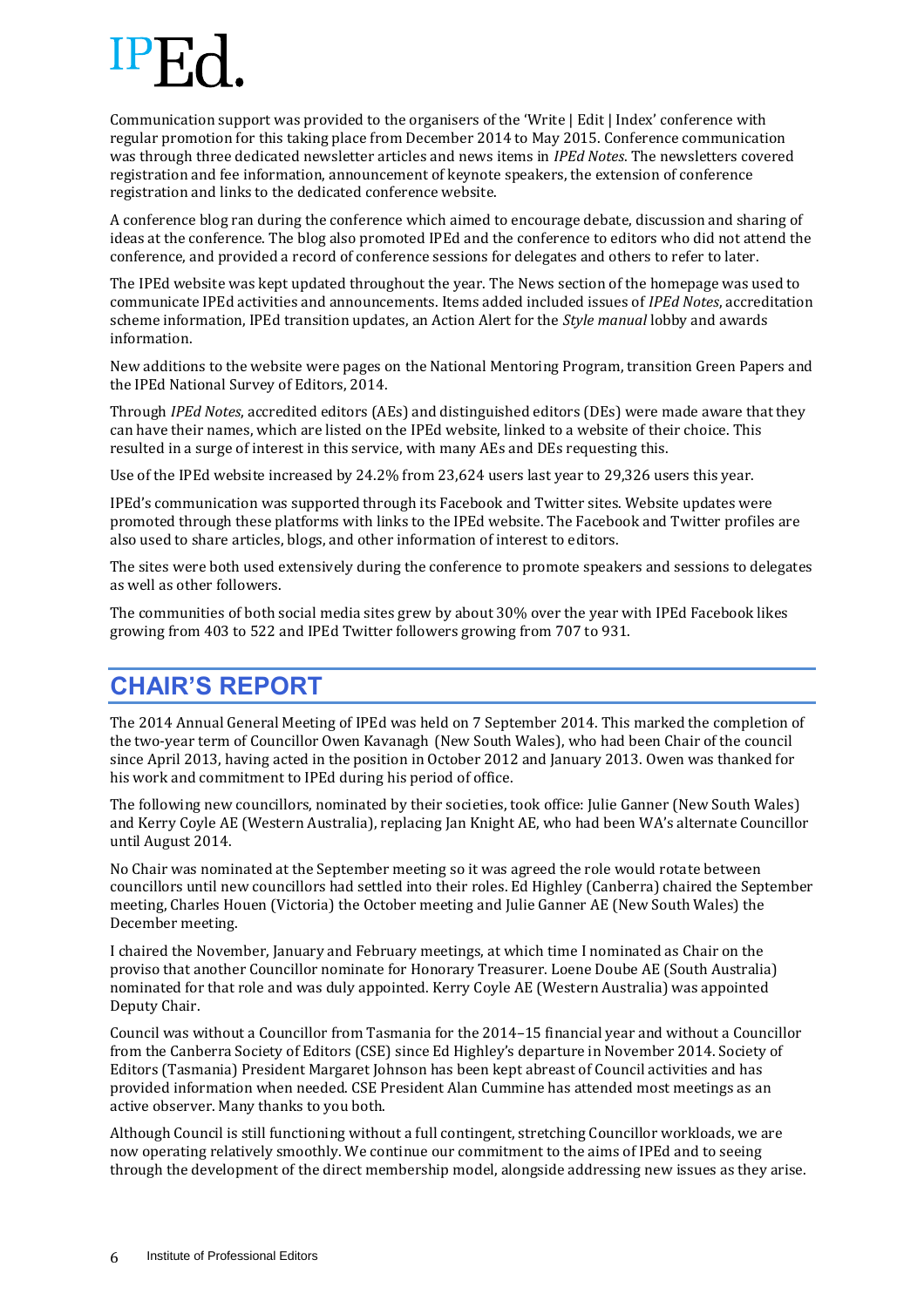Communication support was provided to the organisers of the 'Write | Edit | Index' conference with regular promotion for this taking place from December 2014 to May 2015. Conference communication was through three dedicated newsletter articles and news items in *IPEd Notes*. The newsletters covered registration and fee information, announcement of keynote speakers, the extension of conference registration and links to the dedicated conference website.

A conference blog ran during the conference which aimed to encourage debate, discussion and sharing of ideas at the conference. The blog also promoted IPEd and the conference to editors who did not attend the conference, and provided a record of conference sessions for delegates and others to refer to later.

The IPEd website was kept updated throughout the year. The News section of the homepage was used to communicate IPEd activities and announcements. Items added included issues of *IPEd Notes*, accreditation scheme information, IPEd transition updates, an Action Alert for the *Style manual* lobby and awards information.

New additions to the website were pages on the National Mentoring Program, transition Green Papers and the IPEd National Survey of Editors, 2014.

Through *IPEd Notes*, accredited editors (AEs) and distinguished editors (DEs) were made aware that they can have their names, which are listed on the IPEd website, linked to a website of their choice. This resulted in a surge of interest in this service, with many AEs and DEs requesting this.

Use of the IPEd website increased by 24.2% from 23,624 users last year to 29,326 users this year.

IPEd's communication was supported through its Facebook and Twitter sites. Website updates were promoted through these platforms with links to the IPEd website. The Facebook and Twitter profiles are also used to share articles, blogs, and other information of interest to editors.

The sites were both used extensively during the conference to promote speakers and sessions to delegates as well as other followers.

The communities of both social media sites grew by about 30% over the year with IPEd Facebook likes growing from 403 to 522 and IPEd Twitter followers growing from 707 to 931.

## CHAIR'S REPORT

The 2014 Annual General Meeting of IPEd was held on 7 September 2014. This marked the completion of the two-year term of Councillor Owen Kavanagh (New South Wales), who had been Chair of the council since April 2013, having acted in the position in October 2012 and January 2013. Owen was thanked for his work and commitment to IPEd during his period of office.

The following new councillors, nominated by their societies, took office: Julie Ganner (New South Wales) and Kerry Coyle AE (Western Australia), replacing Jan Knight AE, who had been WA's alternate Councillor until August 2014.

No Chair was nominated at the September meeting so it was agreed the role would rotate between councillors until new councillors had settled into their roles. Ed Highley (Canberra) chaired the September meeting, Charles Houen (Victoria) the October meeting and Julie Ganner AE (New South Wales) the December meeting.

I chaired the November, January and February meetings, at which time I nominated as Chair on the proviso that another Councillor nominate for Honorary Treasurer. Loene Doube AE (South Australia) nominated for that role and was duly appointed. Kerry Coyle AE (Western Australia) was appointed Deputy Chair.

Council was without a Councillor from Tasmania for the 2014–15 financial year and without a Councillor from the Canberra Society of Editors (CSE) since Ed Highley's departure in November 2014. Society of Editors (Tasmania) President Margaret Johnson has been kept abreast of Council activities and has provided information when needed. CSE President Alan Cummine has attended most meetings as an active observer. Many thanks to you both.

Although Council is still functioning without a full contingent, stretching Councillor workloads, we are now operating relatively smoothly. We continue our commitment to the aims of IPEd and to seeing through the development of the direct membership model, alongside addressing new issues as they arise.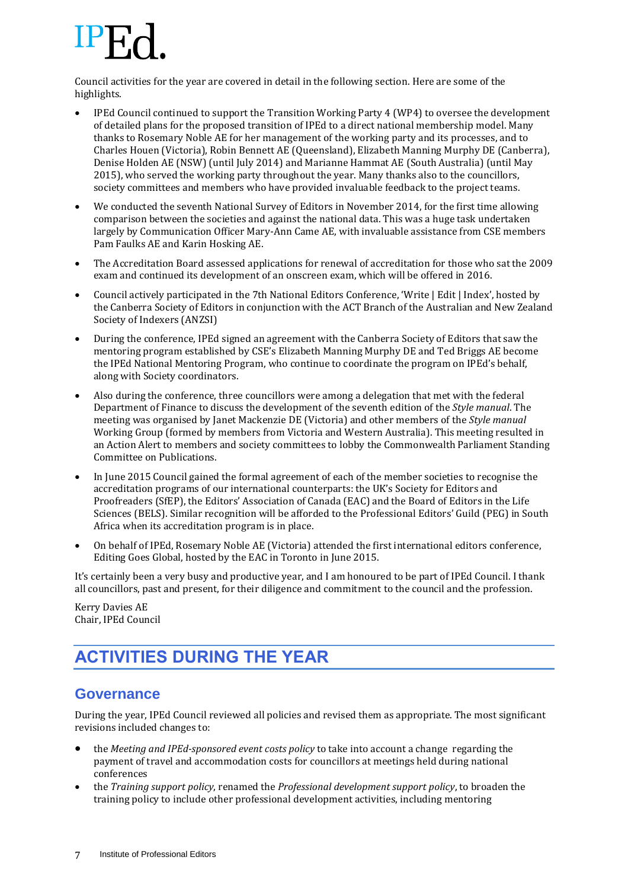Council activities for the year are covered in detail in the following section. Here are some of the highlights.

- IPEd Council continued to support the Transition Working Party 4 (WP4) to oversee the development of detailed plans for the proposed transition of IPEd to a direct national membership model. Many thanks to Rosemary Noble AE for her management of the working party and its processes, and to Charles Houen (Victoria), Robin Bennett AE (Queensland), Elizabeth Manning Murphy DE (Canberra), Denise Holden AE (NSW) (until July 2014) and Marianne Hammat AE (South Australia) (until May 2015), who served the working party throughout the year. Many thanks also to the councillors, society committees and members who have provided invaluable feedback to the project teams.
- We conducted the seventh National Survey of Editors in November 2014, for the first time allowing comparison between the societies and against the national data. This was a huge task undertaken largely by Communication Officer Mary-Ann Came AE, with invaluable assistance from CSE members Pam Faulks AE and Karin Hosking AE.
- The Accreditation Board assessed applications for renewal of accreditation for those who sat the 2009 exam and continued its development of an onscreen exam, which will be offered in 2016.
- Council actively participated in the 7th National Editors Conference, 'Write | Edit | Index', hosted by the Canberra Society of Editors in conjunction with the ACT Branch of the Australian and New Zealand Society of Indexers (ANZSI)
- During the conference, IPEd signed an agreement with the Canberra Society of Editors that saw the mentoring program established by CSE's Elizabeth Manning Murphy DE and Ted Briggs AE become the IPEd National Mentoring Program, who continue to coordinate the program on IPEd's behalf, along with Society coordinators.
- Also during the conference, three councillors were among a delegation that met with the federal Department of Finance to discuss the development of the seventh edition of the *Style manual*. The meeting was organised by Janet Mackenzie DE (Victoria) and other members of the *Style manual* Working Group (formed by members from Victoria and Western Australia). This meeting resulted in an Action Alert to members and society committees to lobby the Commonwealth Parliament Standing Committee on Publications.
- In June 2015 Council gained the formal agreement of each of the member societies to recognise the accreditation programs of our international counterparts: the UK's Society for Editors and Proofreaders (SfEP), the Editors' Association of Canada (EAC) and the Board of Editors in the Life Sciences (BELS). Similar recognition will be afforded to the Professional Editors' Guild (PEG) in South Africa when its accreditation program is in place.
- On behalf of IPEd, Rosemary Noble AE (Victoria) attended the first international editors conference, Editing Goes Global, hosted by the EAC in Toronto in June 2015.

It's certainly been a very busy and productive year, and I am honoured to be part of IPEd Council. I thank all councillors, past and present, for their diligence and commitment to the council and the profession.

Kerry Davies AE
Chair, IPEd Council

# ACTIVITIES DURING THE YEAR

## Governance

During the year, IPEd Council reviewed all policies and revised them as appropriate. The most significant revisions included changes to:

- the *Meeting and IPEd-sponsored event costs policy* to take into account a change regarding the payment of travel and accommodation costs for councillors at meetings held during national conferences
- the *Training support policy*, renamed the *Professional development support policy*, to broaden the training policy to include other professional development activities, including mentoring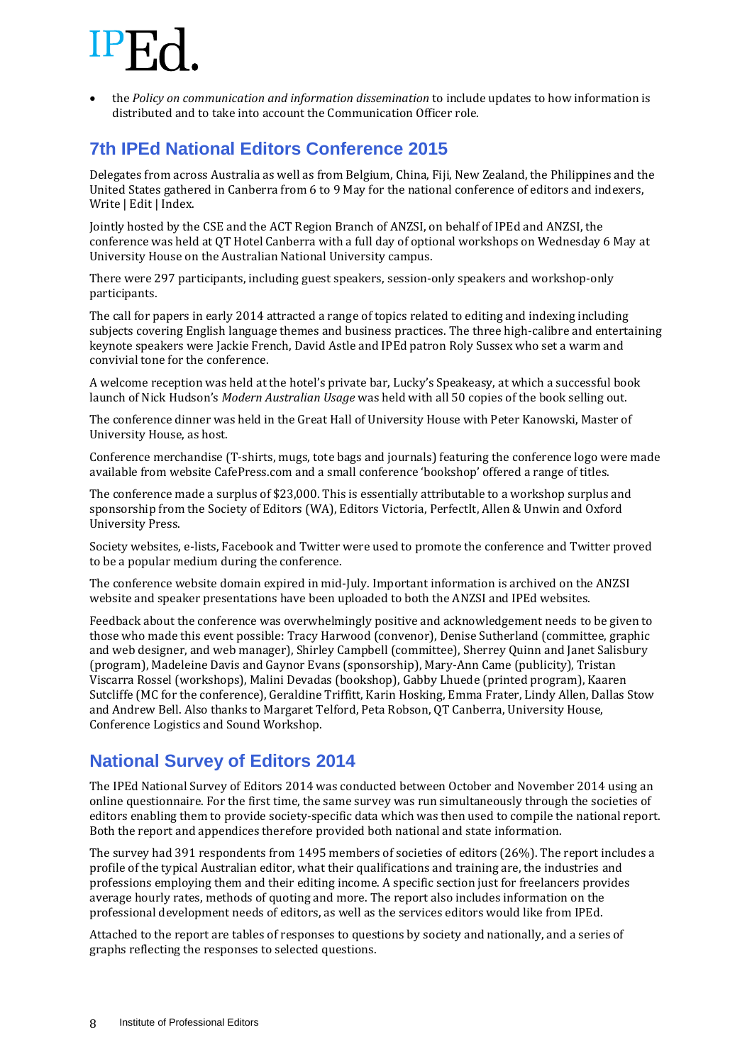- the *Policy on communication and information dissemination* to include updates to how information is distributed and to take into account the Communication Officer role.

## 7th IPEd National Editors Conference 2015

Delegates from across Australia as well as from Belgium, China, Fiji, New Zealand, the Philippines and the United States gathered in Canberra from 6 to 9 May for the national conference of editors and indexers, Write | Edit | Index.

Jointly hosted by the CSE and the ACT Region Branch of ANZSI, on behalf of IPEd and ANZSI, the conference was held at QT Hotel Canberra with a full day of optional workshops on Wednesday 6 May at University House on the Australian National University campus.

There were 297 participants, including guest speakers, session-only speakers and workshop-only participants.

The call for papers in early 2014 attracted a range of topics related to editing and indexing including subjects covering English language themes and business practices. The three high-calibre and entertaining keynote speakers were Jackie French, David Astle and IPEd patron Roly Sussex who set a warm and convivial tone for the conference.

A welcome reception was held at the hotel's private bar, Lucky's Speakeasy, at which a successful book launch of Nick Hudson's *Modern Australian Usage* was held with all 50 copies of the book selling out.

The conference dinner was held in the Great Hall of University House with Peter Kanowski, Master of University House, as host.

Conference merchandise (T-shirts, mugs, tote bags and journals) featuring the conference logo were made available from website CafePress.com and a small conference 'bookshop' offered a range of titles.

The conference made a surplus of $23,000. This is essentially attributable to a workshop surplus and sponsorship from the Society of Editors (WA), Editors Victoria, PerfectIt, Allen & Unwin and Oxford University Press.

Society websites, e-lists, Facebook and Twitter were used to promote the conference and Twitter proved to be a popular medium during the conference.

The conference website domain expired in mid-July. Important information is archived on the ANZSI website and speaker presentations have been uploaded to both the ANZSI and IPEd websites.

Feedback about the conference was overwhelmingly positive and acknowledgement needs to be given to those who made this event possible: Tracy Harwood (convenor), Denise Sutherland (committee, graphic and web designer, and web manager), Shirley Campbell (committee), Sherrey Quinn and Janet Salisbury (program), Madeleine Davis and Gaynor Evans (sponsorship), Mary-Ann Came (publicity), Tristan Viscarra Rossel (workshops), Malini Devadas (bookshop), Gabby Lhuede (printed program), Kaaren Sutcliffe (MC for the conference), Geraldine Triffitt, Karin Hosking, Emma Frater, Lindy Allen, Dallas Stow and Andrew Bell. Also thanks to Margaret Telford, Peta Robson, QT Canberra, University House, Conference Logistics and Sound Workshop.

## National Survey of Editors 2014

The IPEd National Survey of Editors 2014 was conducted between October and November 2014 using an online questionnaire. For the first time, the same survey was run simultaneously through the societies of editors enabling them to provide society-specific data which was then used to compile the national report. Both the report and appendices therefore provided both national and state information.

The survey had 391 respondents from 1495 members of societies of editors (26%). The report includes a profile of the typical Australian editor, what their qualifications and training are, the industries and professions employing them and their editing income. A specific section just for freelancers provides average hourly rates, methods of quoting and more. The report also includes information on the professional development needs of editors, as well as the services editors would like from IPEd.

Attached to the report are tables of responses to questions by society and nationally, and a series of graphs reflecting the responses to selected questions.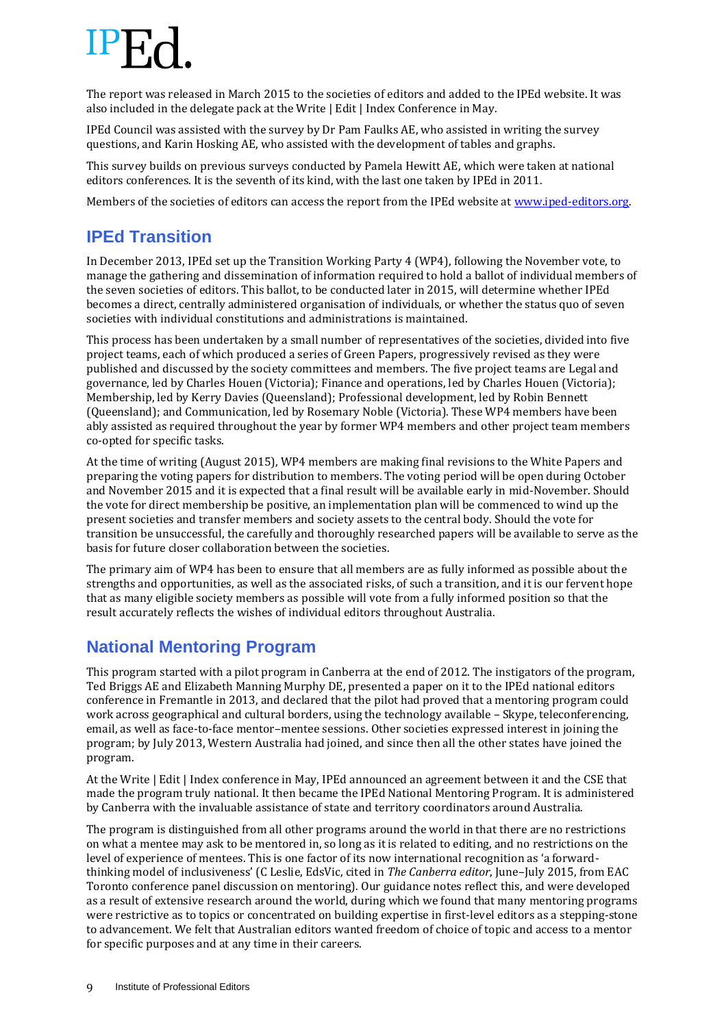The report was released in March 2015 to the societies of editors and added to the IPEd website. It was also included in the delegate pack at the Write | Edit | Index Conference in May.

IPEd Council was assisted with the survey by Dr Pam Faulks AE, who assisted in writing the survey questions, and Karin Hosking AE, who assisted with the development of tables and graphs.

This survey builds on previous surveys conducted by Pamela Hewitt AE, which were taken at national editors conferences. It is the seventh of its kind, with the last one taken by IPEd in 2011.

Members of the societies of editors can access the report from the IPEd website at www.iped-editors.org.

## IPEd Transition

In December 2013, IPEd set up the Transition Working Party 4 (WP4), following the November vote, to manage the gathering and dissemination of information required to hold a ballot of individual members of the seven societies of editors. This ballot, to be conducted later in 2015, will determine whether IPEd becomes a direct, centrally administered organisation of individuals, or whether the status quo of seven societies with individual constitutions and administrations is maintained.

This process has been undertaken by a small number of representatives of the societies, divided into five project teams, each of which produced a series of Green Papers, progressively revised as they were published and discussed by the society committees and members. The five project teams are Legal and governance, led by Charles Houen (Victoria); Finance and operations, led by Charles Houen (Victoria); Membership, led by Kerry Davies (Queensland); Professional development, led by Robin Bennett (Queensland); and Communication, led by Rosemary Noble (Victoria). These WP4 members have been ably assisted as required throughout the year by former WP4 members and other project team members co-opted for specific tasks.

At the time of writing (August 2015), WP4 members are making final revisions to the White Papers and preparing the voting papers for distribution to members. The voting period will be open during October and November 2015 and it is expected that a final result will be available early in mid-November. Should the vote for direct membership be positive, an implementation plan will be commenced to wind up the present societies and transfer members and society assets to the central body. Should the vote for transition be unsuccessful, the carefully and thoroughly researched papers will be available to serve as the basis for future closer collaboration between the societies.

The primary aim of WP4 has been to ensure that all members are as fully informed as possible about the strengths and opportunities, as well as the associated risks, of such a transition, and it is our fervent hope that as many eligible society members as possible will vote from a fully informed position so that the result accurately reflects the wishes of individual editors throughout Australia.

## National Mentoring Program

This program started with a pilot program in Canberra at the end of 2012. The instigators of the program, Ted Briggs AE and Elizabeth Manning Murphy DE, presented a paper on it to the IPEd national editors conference in Fremantle in 2013, and declared that the pilot had proved that a mentoring program could work across geographical and cultural borders, using the technology available – Skype, teleconferencing, email, as well as face-to-face mentor–mentee sessions. Other societies expressed interest in joining the program; by July 2013, Western Australia had joined, and since then all the other states have joined the program.

At the Write | Edit | Index conference in May, IPEd announced an agreement between it and the CSE that made the program truly national. It then became the IPEd National Mentoring Program. It is administered by Canberra with the invaluable assistance of state and territory coordinators around Australia.

The program is distinguished from all other programs around the world in that there are no restrictions on what a mentee may ask to be mentored in, so long as it is related to editing, and no restrictions on the level of experience of mentees. This is one factor of its now international recognition as 'a forward-thinking model of inclusiveness' (C Leslie, EdsVic, cited in *The Canberra editor*, June–July 2015, from EAC Toronto conference panel discussion on mentoring). Our guidance notes reflect this, and were developed as a result of extensive research around the world, during which we found that many mentoring programs were restrictive as to topics or concentrated on building expertise in first-level editors as a stepping-stone to advancement. We felt that Australian editors wanted freedom of choice of topic and access to a mentor for specific purposes and at any time in their careers.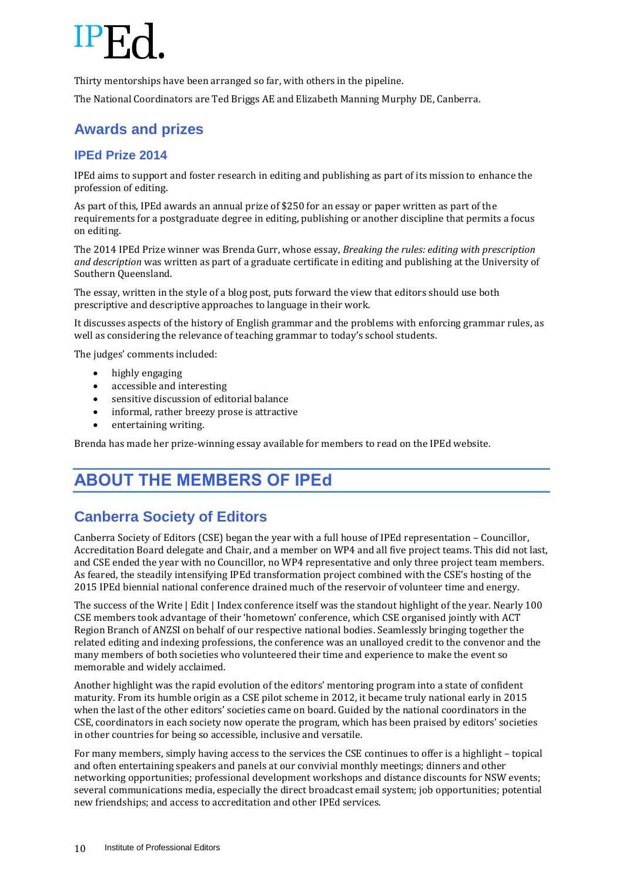Thirty mentorships have been arranged so far, with others in the pipeline.

The National Coordinators are Ted Briggs AE and Elizabeth Manning Murphy DE, Canberra.

## Awards and prizes

### IPEd Prize 2014

IPEd aims to support and foster research in editing and publishing as part of its mission to enhance the profession of editing.

As part of this, IPEd awards an annual prize of $250 for an essay or paper written as part of the requirements for a postgraduate degree in editing, publishing or another discipline that permits a focus on editing.

The 2014 IPEd Prize winner was Brenda Gurr, whose essay, *Breaking the rules: editing with prescription and description* was written as part of a graduate certificate in editing and publishing at the University of Southern Queensland.

The essay, written in the style of a blog post, puts forward the view that editors should use both prescriptive and descriptive approaches to language in their work.

It discusses aspects of the history of English grammar and the problems with enforcing grammar rules, as well as considering the relevance of teaching grammar to today's school students.

The judges' comments included:

- highly engaging
- accessible and interesting
- sensitive discussion of editorial balance
- informal, rather breezy prose is attractive
- entertaining writing.

Brenda has made her prize-winning essay available for members to read on the IPEd website.

# ABOUT THE MEMBERS OF IPEd

## Canberra Society of Editors

Canberra Society of Editors (CSE) began the year with a full house of IPEd representation – Councillor, Accreditation Board delegate and Chair, and a member on WP4 and all five project teams. This did not last, and CSE ended the year with no Councillor, no WP4 representative and only three project team members. As feared, the steadily intensifying IPEd transformation project combined with the CSE's hosting of the 2015 IPEd biennial national conference drained much of the reservoir of volunteer time and energy.

The success of the Write | Edit | Index conference itself was the standout highlight of the year. Nearly 100 CSE members took advantage of their 'hometown' conference, which CSE organised jointly with ACT Region Branch of ANZSI on behalf of our respective national bodies. Seamlessly bringing together the related editing and indexing professions, the conference was an unalloyed credit to the convenor and the many members of both societies who volunteered their time and experience to make the event so memorable and widely acclaimed.

Another highlight was the rapid evolution of the editors' mentoring program into a state of confident maturity. From its humble origin as a CSE pilot scheme in 2012, it became truly national early in 2015 when the last of the other editors' societies came on board. Guided by the national coordinators in the CSE, coordinators in each society now operate the program, which has been praised by editors' societies in other countries for being so accessible, inclusive and versatile.

For many members, simply having access to the services the CSE continues to offer is a highlight – topical and often entertaining speakers and panels at our convivial monthly meetings; dinners and other networking opportunities; professional development workshops and distance discounts for NSW events; several communications media, especially the direct broadcast email system; job opportunities; potential new friendships; and access to accreditation and other IPEd services.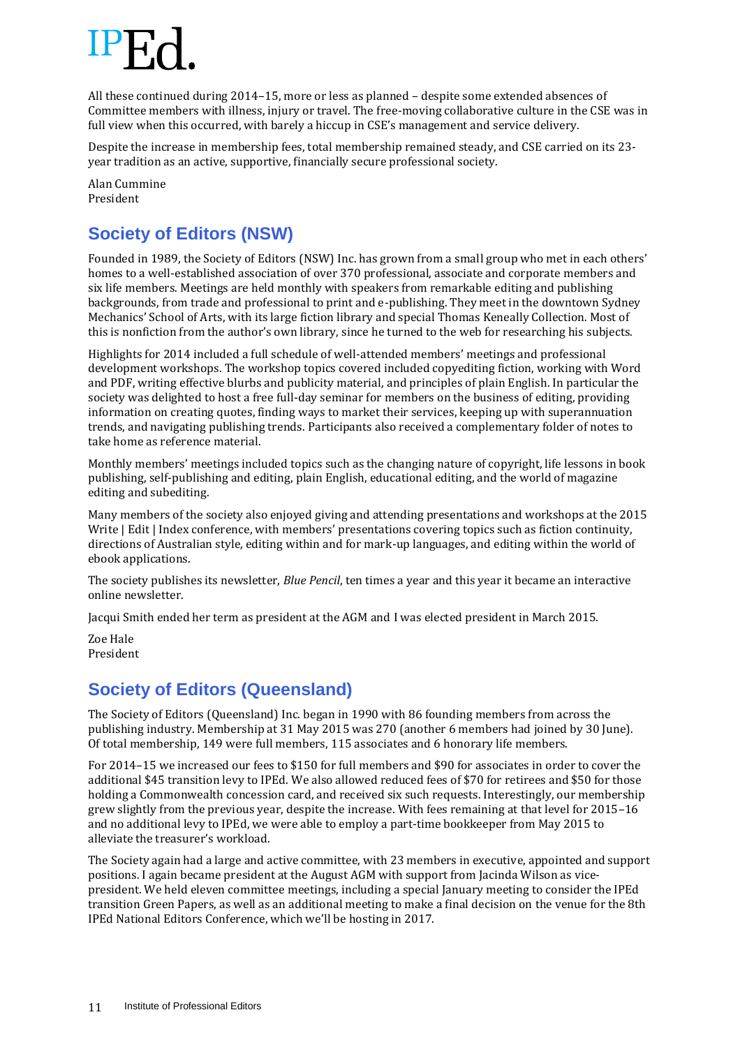All these continued during 2014–15, more or less as planned – despite some extended absences of Committee members with illness, injury or travel. The free-moving collaborative culture in the CSE was in full view when this occurred, with barely a hiccup in CSE's management and service delivery.

Despite the increase in membership fees, total membership remained steady, and CSE carried on its 23-year tradition as an active, supportive, financially secure professional society.

Alan Cummine
President

## Society of Editors (NSW)

Founded in 1989, the Society of Editors (NSW) Inc. has grown from a small group who met in each others' homes to a well-established association of over 370 professional, associate and corporate members and six life members. Meetings are held monthly with speakers from remarkable editing and publishing backgrounds, from trade and professional to print and e-publishing. They meet in the downtown Sydney Mechanics' School of Arts, with its large fiction library and special Thomas Keneally Collection. Most of this is nonfiction from the author's own library, since he turned to the web for researching his subjects.

Highlights for 2014 included a full schedule of well-attended members' meetings and professional development workshops. The workshop topics covered included copyediting fiction, working with Word and PDF, writing effective blurbs and publicity material, and principles of plain English. In particular the society was delighted to host a free full-day seminar for members on the business of editing, providing information on creating quotes, finding ways to market their services, keeping up with superannuation trends, and navigating publishing trends. Participants also received a complementary folder of notes to take home as reference material.

Monthly members' meetings included topics such as the changing nature of copyright, life lessons in book publishing, self-publishing and editing, plain English, educational editing, and the world of magazine editing and subediting.

Many members of the society also enjoyed giving and attending presentations and workshops at the 2015 Write | Edit | Index conference, with members' presentations covering topics such as fiction continuity, directions of Australian style, editing within and for mark-up languages, and editing within the world of ebook applications.

The society publishes its newsletter, *Blue Pencil*, ten times a year and this year it became an interactive online newsletter.

Jacqui Smith ended her term as president at the AGM and I was elected president in March 2015.

Zoe Hale
President

## Society of Editors (Queensland)

The Society of Editors (Queensland) Inc. began in 1990 with 86 founding members from across the publishing industry. Membership at 31 May 2015 was 270 (another 6 members had joined by 30 June). Of total membership, 149 were full members, 115 associates and 6 honorary life members.

For 2014–15 we increased our fees to $150 for full members and $90 for associates in order to cover the additional $45 transition levy to IPEd. We also allowed reduced fees of $70 for retirees and $50 for those holding a Commonwealth concession card, and received six such requests. Interestingly, our membership grew slightly from the previous year, despite the increase. With fees remaining at that level for 2015–16 and no additional levy to IPEd, we were able to employ a part-time bookkeeper from May 2015 to alleviate the treasurer's workload.

The Society again had a large and active committee, with 23 members in executive, appointed and support positions. I again became president at the August AGM with support from Jacinda Wilson as vice-president. We held eleven committee meetings, including a special January meeting to consider the IPEd transition Green Papers, as well as an additional meeting to make a final decision on the venue for the 8th IPEd National Editors Conference, which we'll be hosting in 2017.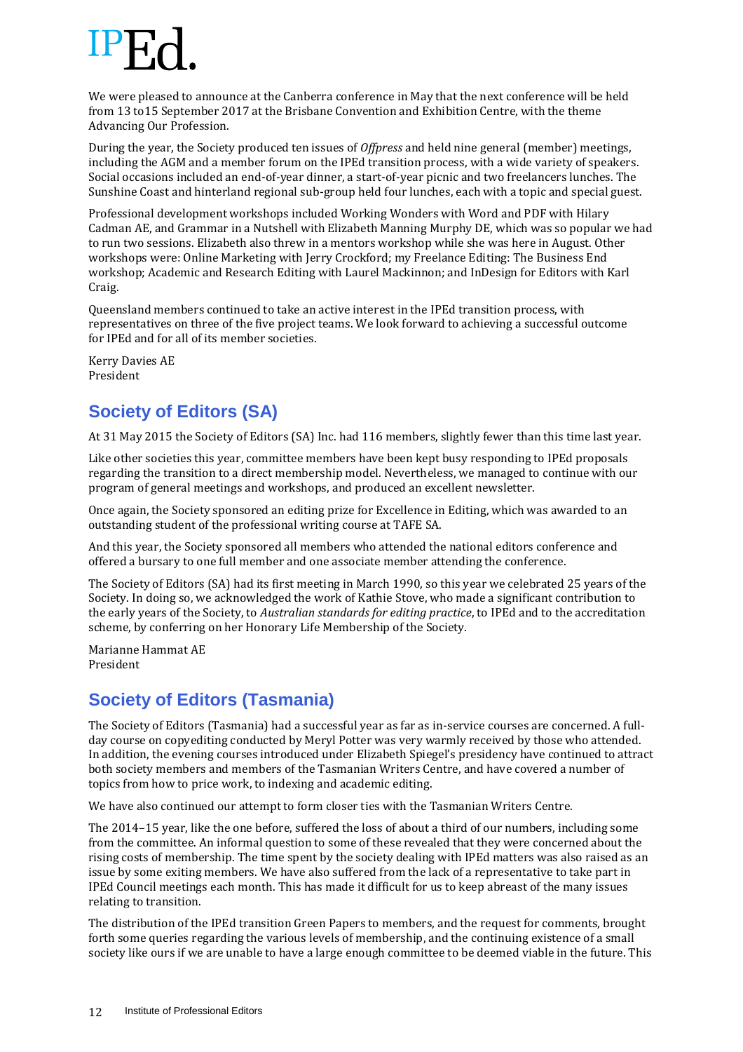We were pleased to announce at the Canberra conference in May that the next conference will be held from 13 to15 September 2017 at the Brisbane Convention and Exhibition Centre, with the theme Advancing Our Profession.

During the year, the Society produced ten issues of *Offpress* and held nine general (member) meetings, including the AGM and a member forum on the IPEd transition process, with a wide variety of speakers. Social occasions included an end-of-year dinner, a start-of-year picnic and two freelancers lunches. The Sunshine Coast and hinterland regional sub-group held four lunches, each with a topic and special guest.

Professional development workshops included Working Wonders with Word and PDF with Hilary Cadman AE, and Grammar in a Nutshell with Elizabeth Manning Murphy DE, which was so popular we had to run two sessions. Elizabeth also threw in a mentors workshop while she was here in August. Other workshops were: Online Marketing with Jerry Crockford; my Freelance Editing: The Business End workshop; Academic and Research Editing with Laurel Mackinnon; and InDesign for Editors with Karl Craig.

Queensland members continued to take an active interest in the IPEd transition process, with representatives on three of the five project teams. We look forward to achieving a successful outcome for IPEd and for all of its member societies.

Kerry Davies AE  
President

## Society of Editors (SA)

At 31 May 2015 the Society of Editors (SA) Inc. had 116 members, slightly fewer than this time last year.

Like other societies this year, committee members have been kept busy responding to IPEd proposals regarding the transition to a direct membership model. Nevertheless, we managed to continue with our program of general meetings and workshops, and produced an excellent newsletter.

Once again, the Society sponsored an editing prize for Excellence in Editing, which was awarded to an outstanding student of the professional writing course at TAFE SA.

And this year, the Society sponsored all members who attended the national editors conference and offered a bursary to one full member and one associate member attending the conference.

The Society of Editors (SA) had its first meeting in March 1990, so this year we celebrated 25 years of the Society. In doing so, we acknowledged the work of Kathie Stove, who made a significant contribution to the early years of the Society, to *Australian standards for editing practice*, to IPEd and to the accreditation scheme, by conferring on her Honorary Life Membership of the Society.

Marianne Hammat AE  
President

## Society of Editors (Tasmania)

The Society of Editors (Tasmania) had a successful year as far as in-service courses are concerned. A full-day course on copyediting conducted by Meryl Potter was very warmly received by those who attended. In addition, the evening courses introduced under Elizabeth Spiegel's presidency have continued to attract both society members and members of the Tasmanian Writers Centre, and have covered a number of topics from how to price work, to indexing and academic editing.

We have also continued our attempt to form closer ties with the Tasmanian Writers Centre.

The 2014–15 year, like the one before, suffered the loss of about a third of our numbers, including some from the committee. An informal question to some of these revealed that they were concerned about the rising costs of membership. The time spent by the society dealing with IPEd matters was also raised as an issue by some exiting members. We have also suffered from the lack of a representative to take part in IPEd Council meetings each month. This has made it difficult for us to keep abreast of the many issues relating to transition.

The distribution of the IPEd transition Green Papers to members, and the request for comments, brought forth some queries regarding the various levels of membership, and the continuing existence of a small society like ours if we are unable to have a large enough committee to be deemed viable in the future. This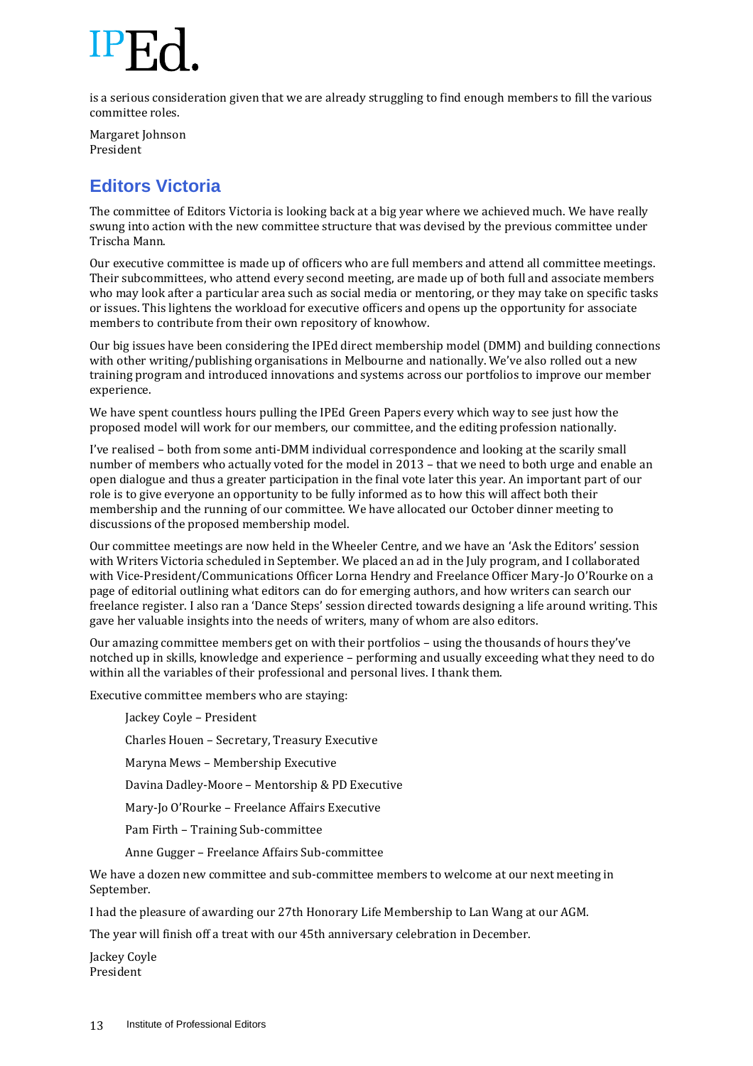is a serious consideration given that we are already struggling to find enough members to fill the various committee roles.

Margaret Johnson  
President

## Editors Victoria

The committee of Editors Victoria is looking back at a big year where we achieved much. We have really swung into action with the new committee structure that was devised by the previous committee under Trischa Mann.

Our executive committee is made up of officers who are full members and attend all committee meetings. Their subcommittees, who attend every second meeting, are made up of both full and associate members who may look after a particular area such as social media or mentoring, or they may take on specific tasks or issues. This lightens the workload for executive officers and opens up the opportunity for associate members to contribute from their own repository of knowhow.

Our big issues have been considering the IPEd direct membership model (DMM) and building connections with other writing/publishing organisations in Melbourne and nationally. We've also rolled out a new training program and introduced innovations and systems across our portfolios to improve our member experience.

We have spent countless hours pulling the IPEd Green Papers every which way to see just how the proposed model will work for our members, our committee, and the editing profession nationally.

I've realised – both from some anti-DMM individual correspondence and looking at the scarily small number of members who actually voted for the model in 2013 – that we need to both urge and enable an open dialogue and thus a greater participation in the final vote later this year. An important part of our role is to give everyone an opportunity to be fully informed as to how this will affect both their membership and the running of our committee. We have allocated our October dinner meeting to discussions of the proposed membership model.

Our committee meetings are now held in the Wheeler Centre, and we have an 'Ask the Editors' session with Writers Victoria scheduled in September. We placed an ad in the July program, and I collaborated with Vice-President/Communications Officer Lorna Hendry and Freelance Officer Mary-Jo O'Rourke on a page of editorial outlining what editors can do for emerging authors, and how writers can search our freelance register. I also ran a 'Dance Steps' session directed towards designing a life around writing. This gave her valuable insights into the needs of writers, many of whom are also editors.

Our amazing committee members get on with their portfolios – using the thousands of hours they've notched up in skills, knowledge and experience – performing and usually exceeding what they need to do within all the variables of their professional and personal lives. I thank them.

Executive committee members who are staying:

- Jackey Coyle – President
- Charles Houen – Secretary, Treasury Executive
- Maryna Mews – Membership Executive
- Davina Dadley-Moore – Mentorship & PD Executive
- Mary-Jo O'Rourke – Freelance Affairs Executive
- Pam Firth – Training Sub-committee
- Anne Gugger – Freelance Affairs Sub-committee

We have a dozen new committee and sub-committee members to welcome at our next meeting in September.

I had the pleasure of awarding our 27th Honorary Life Membership to Lan Wang at our AGM.

The year will finish off a treat with our 45th anniversary celebration in December.

Jackey Coyle  
President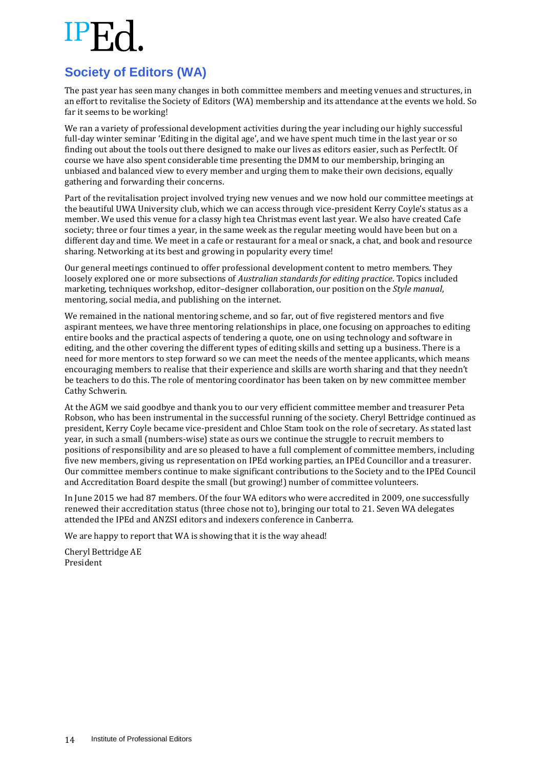# Society of Editors (WA)

The past year has seen many changes in both committee members and meeting venues and structures, in an effort to revitalise the Society of Editors (WA) membership and its attendance at the events we hold. So far it seems to be working!

We ran a variety of professional development activities during the year including our highly successful full-day winter seminar 'Editing in the digital age', and we have spent much time in the last year or so finding out about the tools out there designed to make our lives as editors easier, such as PerfectIt. Of course we have also spent considerable time presenting the DMM to our membership, bringing an unbiased and balanced view to every member and urging them to make their own decisions, equally gathering and forwarding their concerns.

Part of the revitalisation project involved trying new venues and we now hold our committee meetings at the beautiful UWA University club, which we can access through vice-president Kerry Coyle's status as a member. We used this venue for a classy high tea Christmas event last year. We also have created Cafe society; three or four times a year, in the same week as the regular meeting would have been but on a different day and time. We meet in a cafe or restaurant for a meal or snack, a chat, and book and resource sharing. Networking at its best and growing in popularity every time!

Our general meetings continued to offer professional development content to metro members. They loosely explored one or more subsections of *Australian standards for editing practice*. Topics included marketing, techniques workshop, editor–designer collaboration, our position on the *Style manual*, mentoring, social media, and publishing on the internet.

We remained in the national mentoring scheme, and so far, out of five registered mentors and five aspirant mentees, we have three mentoring relationships in place, one focusing on approaches to editing entire books and the practical aspects of tendering a quote, one on using technology and software in editing, and the other covering the different types of editing skills and setting up a business. There is a need for more mentors to step forward so we can meet the needs of the mentee applicants, which means encouraging members to realise that their experience and skills are worth sharing and that they needn't be teachers to do this. The role of mentoring coordinator has been taken on by new committee member Cathy Schwerin.

At the AGM we said goodbye and thank you to our very efficient committee member and treasurer Peta Robson, who has been instrumental in the successful running of the society. Cheryl Bettridge continued as president, Kerry Coyle became vice-president and Chloe Stam took on the role of secretary. As stated last year, in such a small (numbers-wise) state as ours we continue the struggle to recruit members to positions of responsibility and are so pleased to have a full complement of committee members, including five new members, giving us representation on IPEd working parties, an IPEd Councillor and a treasurer. Our committee members continue to make significant contributions to the Society and to the IPEd Council and Accreditation Board despite the small (but growing!) number of committee volunteers.

In June 2015 we had 87 members. Of the four WA editors who were accredited in 2009, one successfully renewed their accreditation status (three chose not to), bringing our total to 21. Seven WA delegates attended the IPEd and ANZSI editors and indexers conference in Canberra.

We are happy to report that WA is showing that it is the way ahead!

Cheryl Bettridge AE
President